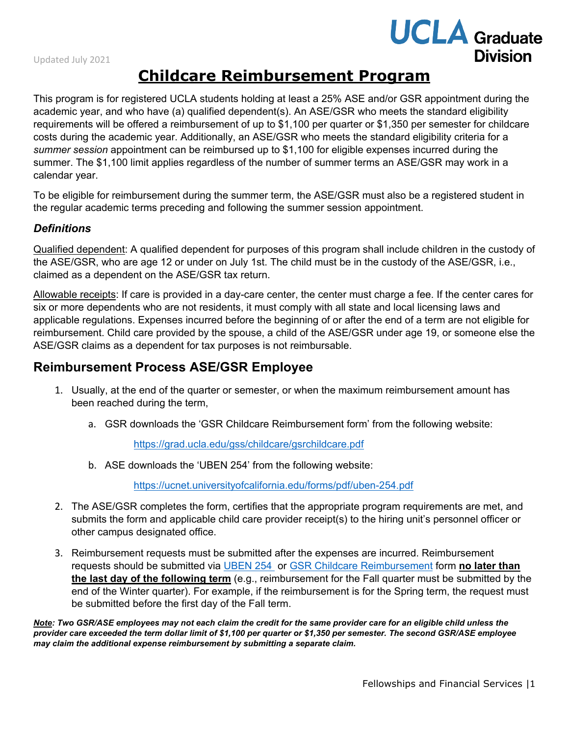Updated July 2021

UCLA Graduate Division

# Childcare Reimbursement Program

This program is for registered UCLA students holding at least a 25% ASE and/or GSR appointment during the academic year, and who have (a) qualified dependent(s). An ASE/GSR who meets the standard eligibility requirements will be offered a reimbursement of up to $1,100 per quarter or $1,350 per semester for childcare costs during the academic year. Additionally, an ASE/GSR who meets the standard eligibility criteria for a *summer session* appointment can be reimbursed up to $1,100 for eligible expenses incurred during the summer. The $1,100 limit applies regardless of the number of summer terms an ASE/GSR may work in a calendar year.

To be eligible for reimbursement during the summer term, the ASE/GSR must also be a registered student in the regular academic terms preceding and following the summer session appointment.

### *Definitions*

<u>Qualified dependent</u>: A qualified dependent for purposes of this program shall include children in the custody of the ASE/GSR, who are age 12 or under on July 1st. The child must be in the custody of the ASE/GSR, i.e., claimed as a dependent on the ASE/GSR tax return.

<u>Allowable receipts</u>: If care is provided in a day-care center, the center must charge a fee. If the center cares for six or more dependents who are not residents, it must comply with all state and local licensing laws and applicable regulations. Expenses incurred before the beginning of or after the end of a term are not eligible for reimbursement. Child care provided by the spouse, a child of the ASE/GSR under age 19, or someone else the ASE/GSR claims as a dependent for tax purposes is not reimbursable.

## Reimbursement Process ASE/GSR Employee

1. Usually, at the end of the quarter or semester, or when the maximum reimbursement amount has been reached during the term,
   a. GSR downloads the 'GSR Childcare Reimbursement form' from the following website:

      https://grad.ucla.edu/gss/childcare/gsrchildcare.pdf

   b. ASE downloads the 'UBEN 254' from the following website:

      https://ucnet.universityofcalifornia.edu/forms/pdf/uben-254.pdf

2. The ASE/GSR completes the form, certifies that the appropriate program requirements are met, and submits the form and applicable child care provider receipt(s) to the hiring unit's personnel officer or other campus designated office.
3. Reimbursement requests must be submitted after the expenses are incurred. Reimbursement requests should be submitted via UBEN 254 or GSR Childcare Reimbursement form **<u>no later than the last day of the following term</u>** (e.g., reimbursement for the Fall quarter must be submitted by the end of the Winter quarter). For example, if the reimbursement is for the Spring term, the request must be submitted before the first day of the Fall term.

***<u>Note</u>: Two GSR/ASE employees may not each claim the credit for the same provider care for an eligible child unless the provider care exceeded the term dollar limit of $1,100 per quarter or $1,350 per semester. The second GSR/ASE employee may claim the additional expense reimbursement by submitting a separate claim.***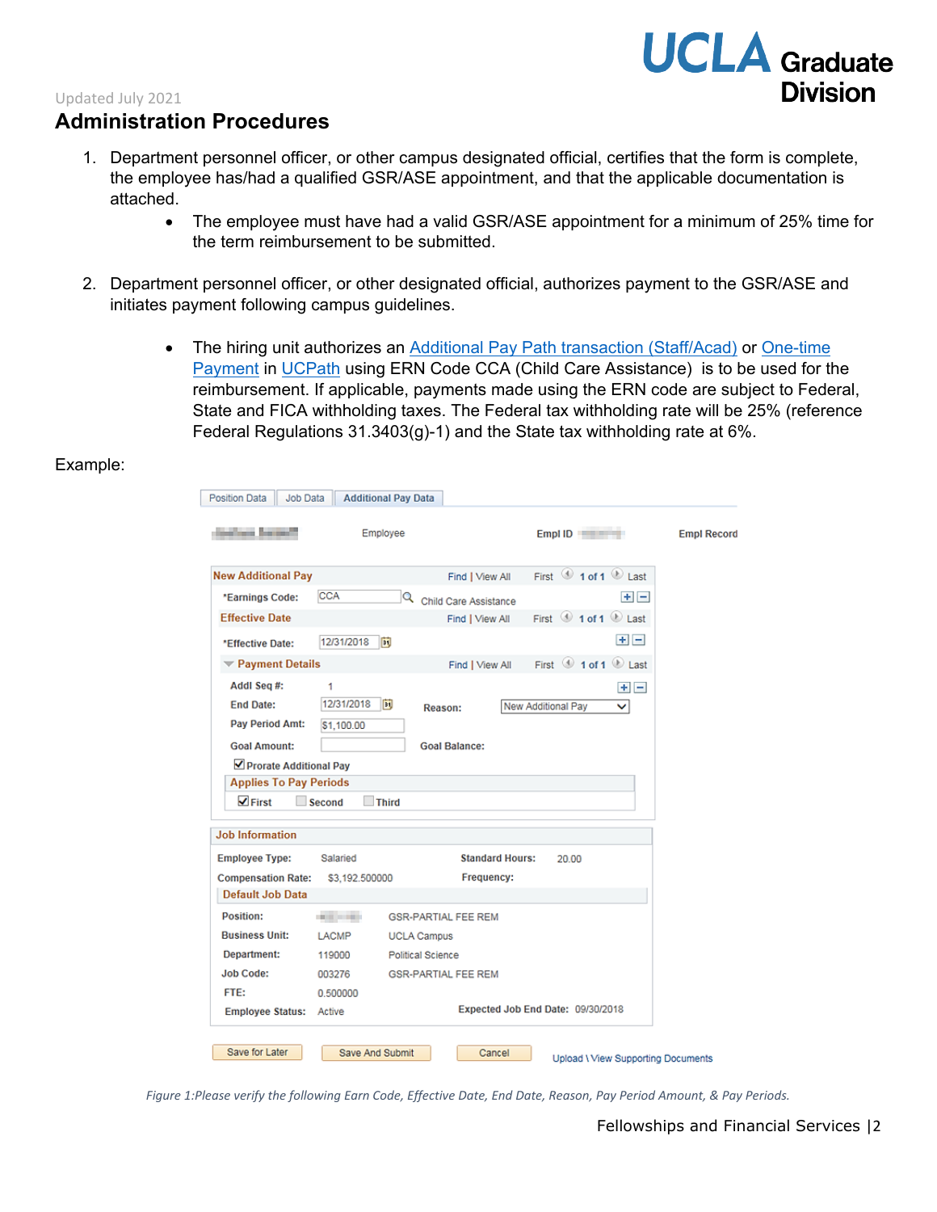Updated July 2021

## Administration Procedures

1. Department personnel officer, or other campus designated official, certifies that the form is complete, the employee has/had a qualified GSR/ASE appointment, and that the applicable documentation is attached.
   - The employee must have had a valid GSR/ASE appointment for a minimum of 25% time for the term reimbursement to be submitted.

2. Department personnel officer, or other designated official, authorizes payment to the GSR/ASE and initiates payment following campus guidelines.
   - The hiring unit authorizes an Additional Pay Path transaction (Staff/Acad) or One-time Payment in UCPath using ERN Code CCA (Child Care Assistance) is to be used for the reimbursement. If applicable, payments made using the ERN code are subject to Federal, State and FICA withholding taxes. The Federal tax withholding rate will be 25% (reference Federal Regulations 31.3403(g)-1) and the State tax withholding rate at 6%.

Example:

Position Data | Job Data | Additional Pay Data

Employee | Empl ID | Empl Record

**New Additional Pay**

*Earnings Code: CCA — Child Care Assistance

**Effective Date**

*Effective Date: 12/31/2018

**Payment Details**

| | | | |
|---|---|---|---|
| Addl Seq #: | 1 | | |
| End Date: | 12/31/2018 | Reason: | New Additional Pay |
| Pay Period Amt: | $1,100.00 | | |
| Goal Amount: | | Goal Balance: | |

☑ Prorate Additional Pay

**Applies To Pay Periods**

☑ First ☐ Second ☐ Third

**Job Information**

| | | | |
|---|---|---|---|
| Employee Type: | Salaried | Standard Hours: | 20.00 |
| Compensation Rate: | $3,192.500000 | Frequency: | |

**Default Job Data**

| | | |
|---|---|---|
| Position: | | GSR-PARTIAL FEE REM |
| Business Unit: | LACMP | UCLA Campus |
| Department: | 119000 | Political Science |
| Job Code: | 003276 | GSR-PARTIAL FEE REM |
| FTE: | 0.500000 | |
| Employee Status: | Active | Expected Job End Date: 09/30/2018 |

Save for Later | Save And Submit | Cancel | Upload \ View Supporting Documents

*Figure 1:Please verify the following Earn Code, Effective Date, End Date, Reason, Pay Period Amount, & Pay Periods.*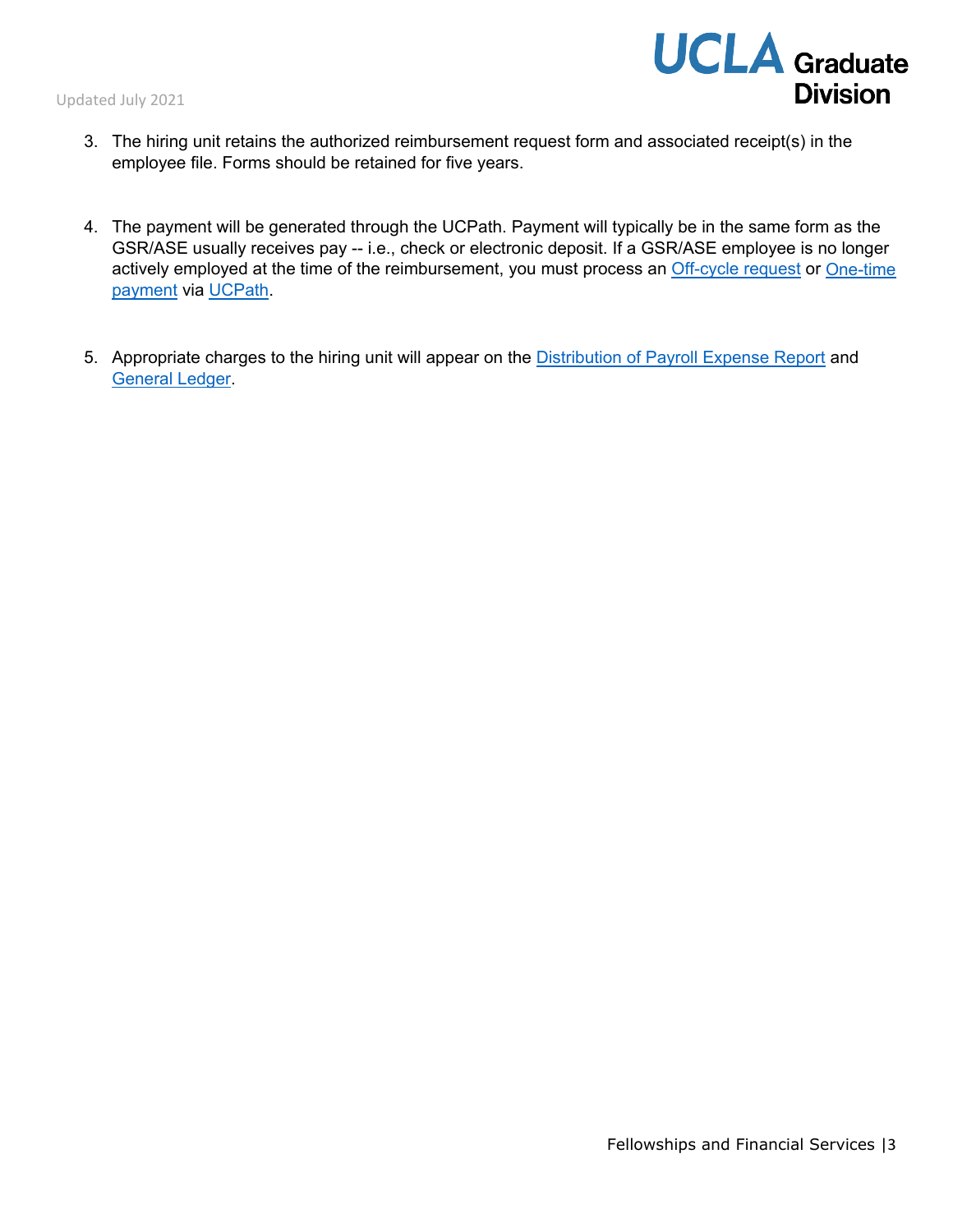3. The hiring unit retains the authorized reimbursement request form and associated receipt(s) in the employee file. Forms should be retained for five years.

4. The payment will be generated through the UCPath. Payment will typically be in the same form as the GSR/ASE usually receives pay -- i.e., check or electronic deposit. If a GSR/ASE employee is no longer actively employed at the time of the reimbursement, you must process an Off-cycle request or One-time payment via UCPath.

5. Appropriate charges to the hiring unit will appear on the Distribution of Payroll Expense Report and General Ledger.